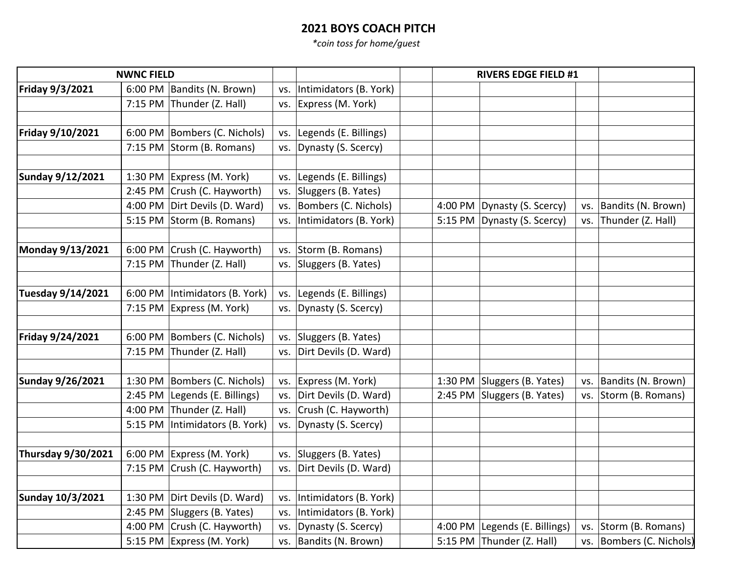# 2021 BOYS COACH PITCH

*\*coin toss for home/guest*

| NWNC FIELD | | | | | | RIVERS EDGE FIELD #1 | | | |
|---|---|---|---|---|---|---|---|---|---|
| **Friday 9/3/2021** | 6:00 PM | Bandits (N. Brown) | vs. | Intimidators (B. York) | | | | | |
| | 7:15 PM | Thunder (Z. Hall) | vs. | Express (M. York) | | | | | |
| | | | | | | | | | |
| **Friday 9/10/2021** | 6:00 PM | Bombers (C. Nichols) | vs. | Legends (E. Billings) | | | | | |
| | 7:15 PM | Storm (B. Romans) | vs. | Dynasty (S. Scercy) | | | | | |
| | | | | | | | | | |
| **Sunday 9/12/2021** | 1:30 PM | Express (M. York) | vs. | Legends (E. Billings) | | | | | |
| | 2:45 PM | Crush (C. Hayworth) | vs. | Sluggers (B. Yates) | | | | | |
| | 4:00 PM | Dirt Devils (D. Ward) | vs. | Bombers (C. Nichols) | | 4:00 PM | Dynasty (S. Scercy) | vs. | Bandits (N. Brown) |
| | 5:15 PM | Storm (B. Romans) | vs. | Intimidators (B. York) | | 5:15 PM | Dynasty (S. Scercy) | vs. | Thunder (Z. Hall) |
| | | | | | | | | | |
| **Monday 9/13/2021** | 6:00 PM | Crush (C. Hayworth) | vs. | Storm (B. Romans) | | | | | |
| | 7:15 PM | Thunder (Z. Hall) | vs. | Sluggers (B. Yates) | | | | | |
| | | | | | | | | | |
| **Tuesday 9/14/2021** | 6:00 PM | Intimidators (B. York) | vs. | Legends (E. Billings) | | | | | |
| | 7:15 PM | Express (M. York) | vs. | Dynasty (S. Scercy) | | | | | |
| | | | | | | | | | |
| **Friday 9/24/2021** | 6:00 PM | Bombers (C. Nichols) | vs. | Sluggers (B. Yates) | | | | | |
| | 7:15 PM | Thunder (Z. Hall) | vs. | Dirt Devils (D. Ward) | | | | | |
| | | | | | | | | | |
| **Sunday 9/26/2021** | 1:30 PM | Bombers (C. Nichols) | vs. | Express (M. York) | | 1:30 PM | Sluggers (B. Yates) | vs. | Bandits (N. Brown) |
| | 2:45 PM | Legends (E. Billings) | vs. | Dirt Devils (D. Ward) | | 2:45 PM | Sluggers (B. Yates) | vs. | Storm (B. Romans) |
| | 4:00 PM | Thunder (Z. Hall) | vs. | Crush (C. Hayworth) | | | | | |
| | 5:15 PM | Intimidators (B. York) | vs. | Dynasty (S. Scercy) | | | | | |
| | | | | | | | | | |
| **Thursday 9/30/2021** | 6:00 PM | Express (M. York) | vs. | Sluggers (B. Yates) | | | | | |
| | 7:15 PM | Crush (C. Hayworth) | vs. | Dirt Devils (D. Ward) | | | | | |
| | | | | | | | | | |
| **Sunday 10/3/2021** | 1:30 PM | Dirt Devils (D. Ward) | vs. | Intimidators (B. York) | | | | | |
| | 2:45 PM | Sluggers (B. Yates) | vs. | Intimidators (B. York) | | | | | |
| | 4:00 PM | Crush (C. Hayworth) | vs. | Dynasty (S. Scercy) | | 4:00 PM | Legends (E. Billings) | vs. | Storm (B. Romans) |
| | 5:15 PM | Express (M. York) | vs. | Bandits (N. Brown) | | 5:15 PM | Thunder (Z. Hall) | vs. | Bombers (C. Nichols) |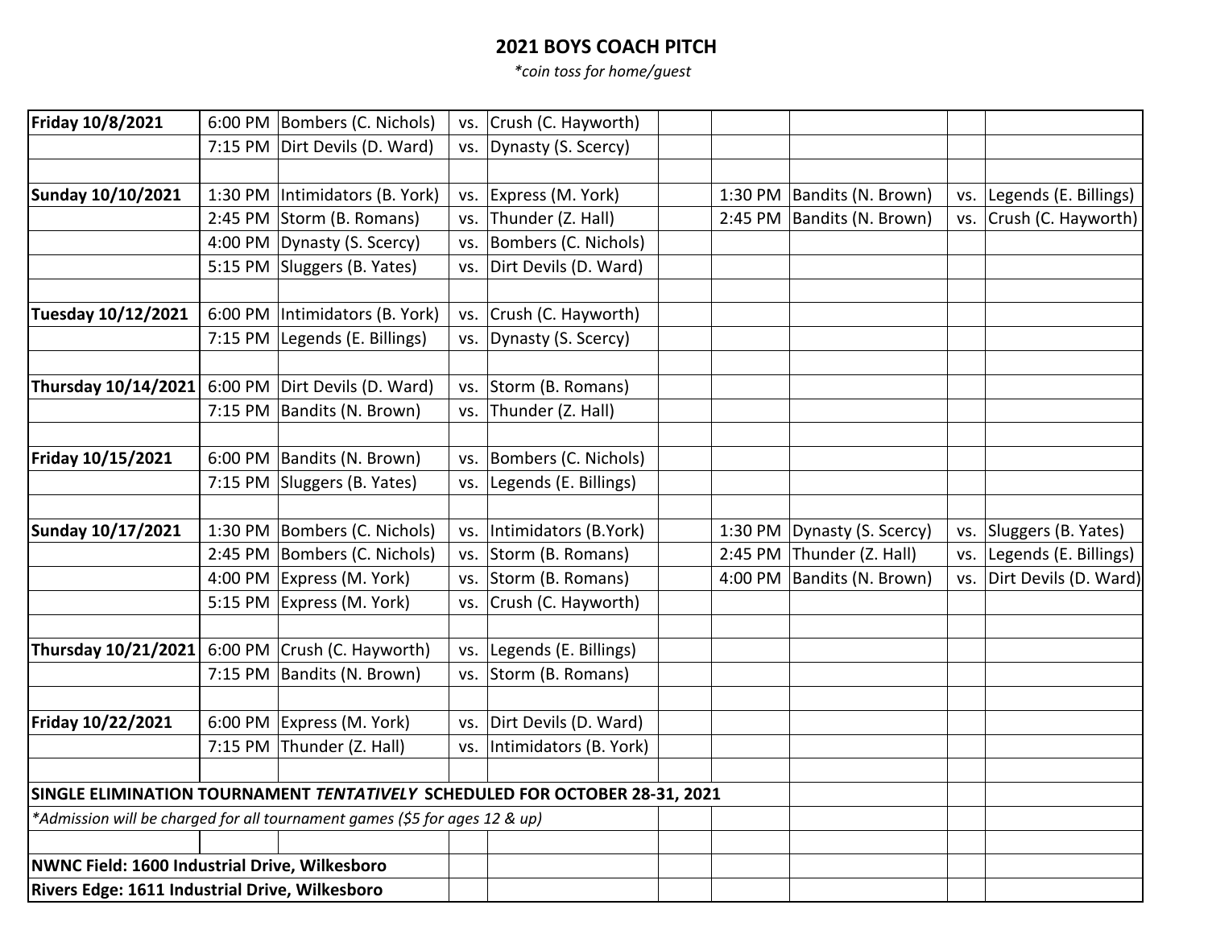## 2021 BOYS COACH PITCH

*\*coin toss for home/guest*

| | | | | | | | | | |
|---|---|---|---|---|---|---|---|---|---|
| **Friday 10/8/2021** | 6:00 PM | Bombers (C. Nichols) | vs. | Crush (C. Hayworth) | | | | | |
| | 7:15 PM | Dirt Devils (D. Ward) | vs. | Dynasty (S. Scercy) | | | | | |
| | | | | | | | | | |
| **Sunday 10/10/2021** | 1:30 PM | Intimidators (B. York) | vs. | Express (M. York) | | 1:30 PM | Bandits (N. Brown) | vs. | Legends (E. Billings) |
| | 2:45 PM | Storm (B. Romans) | vs. | Thunder (Z. Hall) | | 2:45 PM | Bandits (N. Brown) | vs. | Crush (C. Hayworth) |
| | 4:00 PM | Dynasty (S. Scercy) | vs. | Bombers (C. Nichols) | | | | | |
| | 5:15 PM | Sluggers (B. Yates) | vs. | Dirt Devils (D. Ward) | | | | | |
| | | | | | | | | | |
| **Tuesday 10/12/2021** | 6:00 PM | Intimidators (B. York) | vs. | Crush (C. Hayworth) | | | | | |
| | 7:15 PM | Legends (E. Billings) | vs. | Dynasty (S. Scercy) | | | | | |
| | | | | | | | | | |
| **Thursday 10/14/2021** | 6:00 PM | Dirt Devils (D. Ward) | vs. | Storm (B. Romans) | | | | | |
| | 7:15 PM | Bandits (N. Brown) | vs. | Thunder (Z. Hall) | | | | | |
| | | | | | | | | | |
| **Friday 10/15/2021** | 6:00 PM | Bandits (N. Brown) | vs. | Bombers (C. Nichols) | | | | | |
| | 7:15 PM | Sluggers (B. Yates) | vs. | Legends (E. Billings) | | | | | |
| | | | | | | | | | |
| **Sunday 10/17/2021** | 1:30 PM | Bombers (C. Nichols) | vs. | Intimidators (B.York) | | 1:30 PM | Dynasty (S. Scercy) | vs. | Sluggers (B. Yates) |
| | 2:45 PM | Bombers (C. Nichols) | vs. | Storm (B. Romans) | | 2:45 PM | Thunder (Z. Hall) | vs. | Legends (E. Billings) |
| | 4:00 PM | Express (M. York) | vs. | Storm (B. Romans) | | 4:00 PM | Bandits (N. Brown) | vs. | Dirt Devils (D. Ward) |
| | 5:15 PM | Express (M. York) | vs. | Crush (C. Hayworth) | | | | | |
| | | | | | | | | | |
| **Thursday 10/21/2021** | 6:00 PM | Crush (C. Hayworth) | vs. | Legends (E. Billings) | | | | | |
| | 7:15 PM | Bandits (N. Brown) | vs. | Storm (B. Romans) | | | | | |
| | | | | | | | | | |
| **Friday 10/22/2021** | 6:00 PM | Express (M. York) | vs. | Dirt Devils (D. Ward) | | | | | |
| | 7:15 PM | Thunder (Z. Hall) | vs. | Intimidators (B. York) | | | | | |

**SINGLE ELIMINATION TOURNAMENT *TENTATIVELY* SCHEDULED FOR OCTOBER 28-31, 2021**

*\*Admission will be charged for all tournament games ($5 for ages 12 & up)*

**NWNC Field: 1600 Industrial Drive, Wilkesboro**

**Rivers Edge: 1611 Industrial Drive, Wilkesboro**